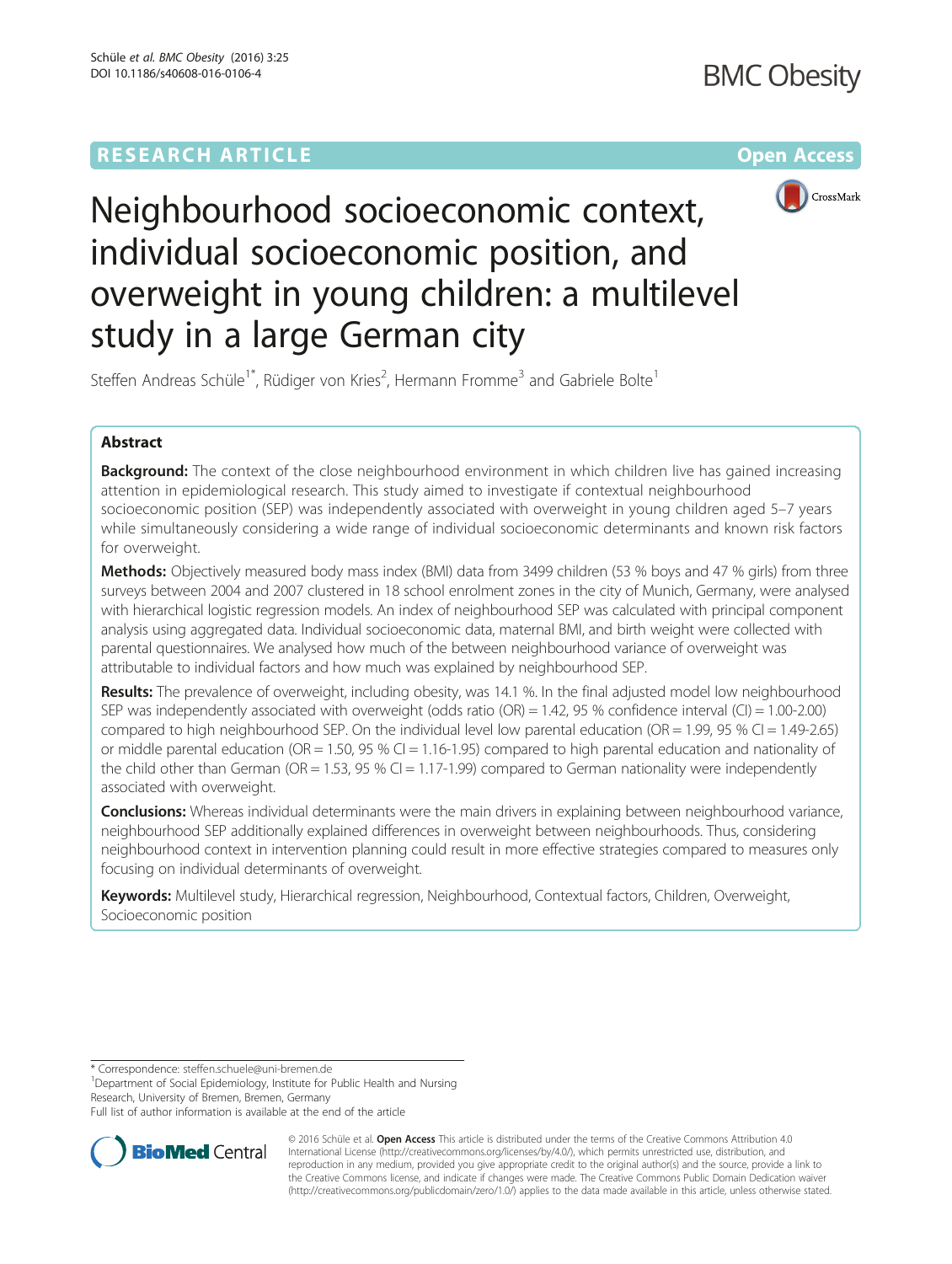RESEARCH ARTICLE

Open Access

# Neighbourhood socioeconomic context, individual socioeconomic position, and overweight in young children: a multilevel study in a large German city

Steffen Andreas Schüle[1*], Rüdiger von Kries[2], Hermann Fromme[3] and Gabriele Bolte[1]

## Abstract

**Background:** The context of the close neighbourhood environment in which children live has gained increasing attention in epidemiological research. This study aimed to investigate if contextual neighbourhood socioeconomic position (SEP) was independently associated with overweight in young children aged 5–7 years while simultaneously considering a wide range of individual socioeconomic determinants and known risk factors for overweight.

**Methods:** Objectively measured body mass index (BMI) data from 3499 children (53 % boys and 47 % girls) from three surveys between 2004 and 2007 clustered in 18 school enrolment zones in the city of Munich, Germany, were analysed with hierarchical logistic regression models. An index of neighbourhood SEP was calculated with principal component analysis using aggregated data. Individual socioeconomic data, maternal BMI, and birth weight were collected with parental questionnaires. We analysed how much of the between neighbourhood variance of overweight was attributable to individual factors and how much was explained by neighbourhood SEP.

**Results:** The prevalence of overweight, including obesity, was 14.1 %. In the final adjusted model low neighbourhood SEP was independently associated with overweight (odds ratio (OR) = 1.42, 95 % confidence interval (CI) = 1.00-2.00) compared to high neighbourhood SEP. On the individual level low parental education (OR = 1.99, 95 % CI = 1.49-2.65) or middle parental education (OR = 1.50, 95 % CI = 1.16-1.95) compared to high parental education and nationality of the child other than German (OR = 1.53, 95 % CI = 1.17-1.99) compared to German nationality were independently associated with overweight.

**Conclusions:** Whereas individual determinants were the main drivers in explaining between neighbourhood variance, neighbourhood SEP additionally explained differences in overweight between neighbourhoods. Thus, considering neighbourhood context in intervention planning could result in more effective strategies compared to measures only focusing on individual determinants of overweight.

**Keywords:** Multilevel study, Hierarchical regression, Neighbourhood, Contextual factors, Children, Overweight, Socioeconomic position

---

\* Correspondence: steffen.schuele@uni-bremen.de

[1]Department of Social Epidemiology, Institute for Public Health and Nursing Research, University of Bremen, Bremen, Germany

Full list of author information is available at the end of the article

© 2016 Schüle et al. **Open Access** This article is distributed under the terms of the Creative Commons Attribution 4.0 International License (http://creativecommons.org/licenses/by/4.0/), which permits unrestricted use, distribution, and reproduction in any medium, provided you give appropriate credit to the original author(s) and the source, provide a link to the Creative Commons license, and indicate if changes were made. The Creative Commons Public Domain Dedication waiver (http://creativecommons.org/publicdomain/zero/1.0/) applies to the data made available in this article, unless otherwise stated.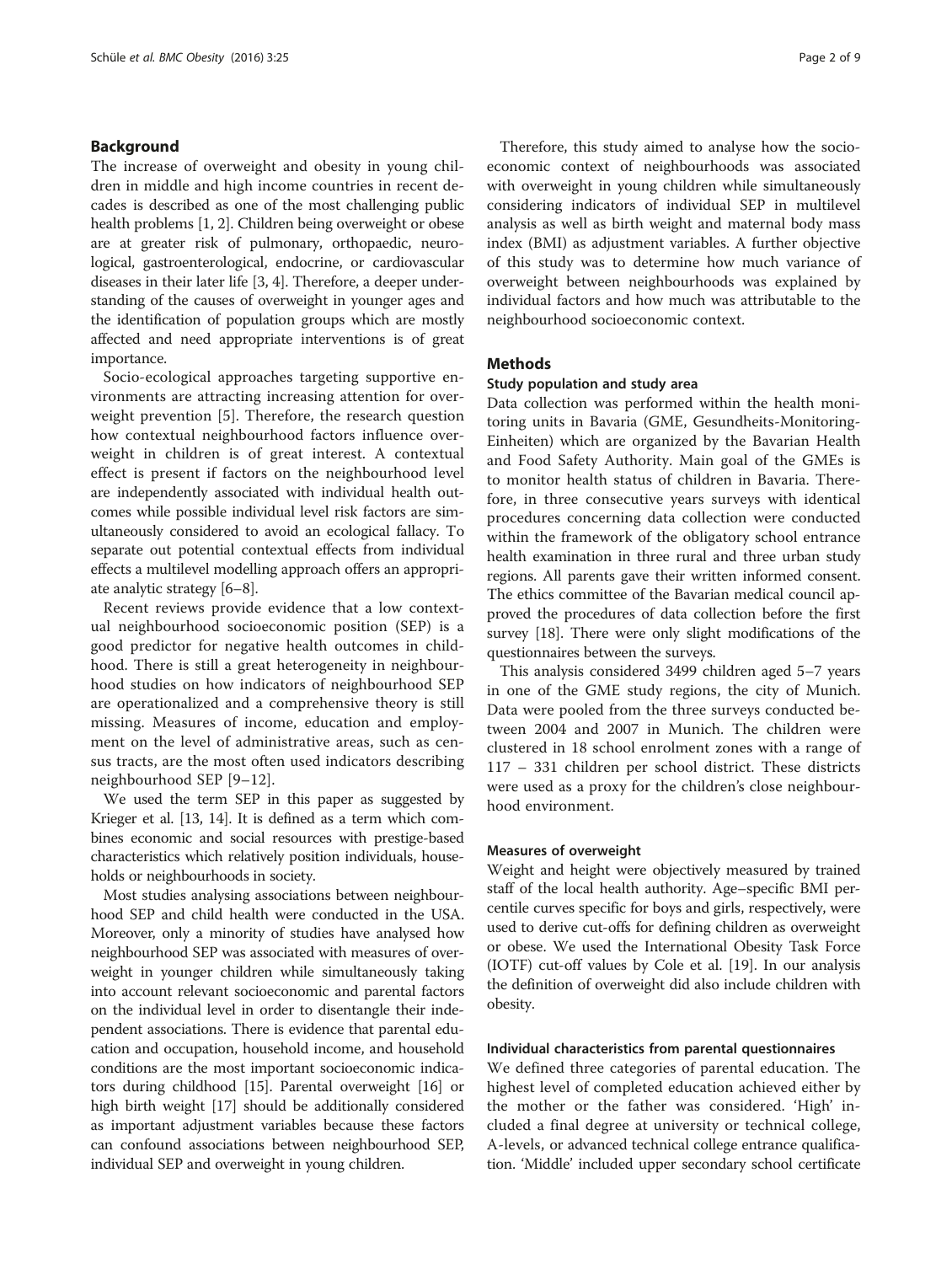## Background

The increase of overweight and obesity in young children in middle and high income countries in recent decades is described as one of the most challenging public health problems [1, 2]. Children being overweight or obese are at greater risk of pulmonary, orthopaedic, neurological, gastroenterological, endocrine, or cardiovascular diseases in their later life [3, 4]. Therefore, a deeper understanding of the causes of overweight in younger ages and the identification of population groups which are mostly affected and need appropriate interventions is of great importance.

Socio-ecological approaches targeting supportive environments are attracting increasing attention for overweight prevention [5]. Therefore, the research question how contextual neighbourhood factors influence overweight in children is of great interest. A contextual effect is present if factors on the neighbourhood level are independently associated with individual health outcomes while possible individual level risk factors are simultaneously considered to avoid an ecological fallacy. To separate out potential contextual effects from individual effects a multilevel modelling approach offers an appropriate analytic strategy [6–8].

Recent reviews provide evidence that a low contextual neighbourhood socioeconomic position (SEP) is a good predictor for negative health outcomes in childhood. There is still a great heterogeneity in neighbourhood studies on how indicators of neighbourhood SEP are operationalized and a comprehensive theory is still missing. Measures of income, education and employment on the level of administrative areas, such as census tracts, are the most often used indicators describing neighbourhood SEP [9–12].

We used the term SEP in this paper as suggested by Krieger et al. [13, 14]. It is defined as a term which combines economic and social resources with prestige-based characteristics which relatively position individuals, households or neighbourhoods in society.

Most studies analysing associations between neighbourhood SEP and child health were conducted in the USA. Moreover, only a minority of studies have analysed how neighbourhood SEP was associated with measures of overweight in younger children while simultaneously taking into account relevant socioeconomic and parental factors on the individual level in order to disentangle their independent associations. There is evidence that parental education and occupation, household income, and household conditions are the most important socioeconomic indicators during childhood [15]. Parental overweight [16] or high birth weight [17] should be additionally considered as important adjustment variables because these factors can confound associations between neighbourhood SEP, individual SEP and overweight in young children.

Therefore, this study aimed to analyse how the socioeconomic context of neighbourhoods was associated with overweight in young children while simultaneously considering indicators of individual SEP in multilevel analysis as well as birth weight and maternal body mass index (BMI) as adjustment variables. A further objective of this study was to determine how much variance of overweight between neighbourhoods was explained by individual factors and how much was attributable to the neighbourhood socioeconomic context.

## Methods

### Study population and study area

Data collection was performed within the health monitoring units in Bavaria (GME, Gesundheits-Monitoring-Einheiten) which are organized by the Bavarian Health and Food Safety Authority. Main goal of the GMEs is to monitor health status of children in Bavaria. Therefore, in three consecutive years surveys with identical procedures concerning data collection were conducted within the framework of the obligatory school entrance health examination in three rural and three urban study regions. All parents gave their written informed consent. The ethics committee of the Bavarian medical council approved the procedures of data collection before the first survey [18]. There were only slight modifications of the questionnaires between the surveys.

This analysis considered 3499 children aged 5–7 years in one of the GME study regions, the city of Munich. Data were pooled from the three surveys conducted between 2004 and 2007 in Munich. The children were clustered in 18 school enrolment zones with a range of 117 – 331 children per school district. These districts were used as a proxy for the children's close neighbourhood environment.

### Measures of overweight

Weight and height were objectively measured by trained staff of the local health authority. Age–specific BMI percentile curves specific for boys and girls, respectively, were used to derive cut-offs for defining children as overweight or obese. We used the International Obesity Task Force (IOTF) cut-off values by Cole et al. [19]. In our analysis the definition of overweight did also include children with obesity.

### Individual characteristics from parental questionnaires

We defined three categories of parental education. The highest level of completed education achieved either by the mother or the father was considered. 'High' included a final degree at university or technical college, A-levels, or advanced technical college entrance qualification. 'Middle' included upper secondary school certificate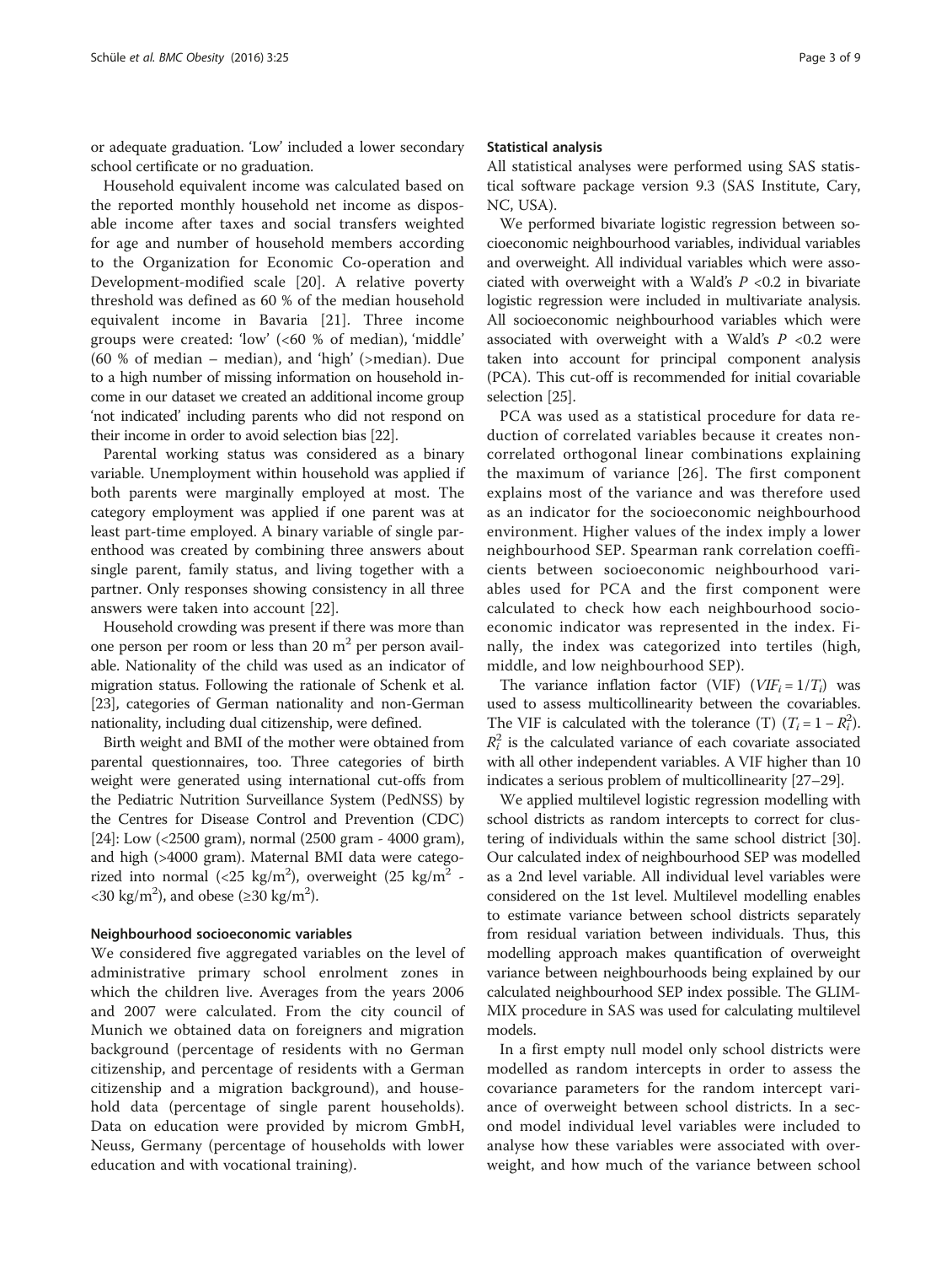or adequate graduation. 'Low' included a lower secondary school certificate or no graduation.

Household equivalent income was calculated based on the reported monthly household net income as disposable income after taxes and social transfers weighted for age and number of household members according to the Organization for Economic Co-operation and Development-modified scale [20]. A relative poverty threshold was defined as 60 % of the median household equivalent income in Bavaria [21]. Three income groups were created: 'low' (<60 % of median), 'middle' (60 % of median – median), and 'high' (>median). Due to a high number of missing information on household income in our dataset we created an additional income group 'not indicated' including parents who did not respond on their income in order to avoid selection bias [22].

Parental working status was considered as a binary variable. Unemployment within household was applied if both parents were marginally employed at most. The category employment was applied if one parent was at least part-time employed. A binary variable of single parenthood was created by combining three answers about single parent, family status, and living together with a partner. Only responses showing consistency in all three answers were taken into account [22].

Household crowding was present if there was more than one person per room or less than 20 m$^2$ per person available. Nationality of the child was used as an indicator of migration status. Following the rationale of Schenk et al. [23], categories of German nationality and non-German nationality, including dual citizenship, were defined.

Birth weight and BMI of the mother were obtained from parental questionnaires, too. Three categories of birth weight were generated using international cut-offs from the Pediatric Nutrition Surveillance System (PedNSS) by the Centres for Disease Control and Prevention (CDC) [24]: Low (<2500 gram), normal (2500 gram - 4000 gram), and high (>4000 gram). Maternal BMI data were categorized into normal (<25 kg/m$^2$), overweight (25 kg/m$^2$ - <30 kg/m$^2$), and obese (≥30 kg/m$^2$).

#### Neighbourhood socioeconomic variables

We considered five aggregated variables on the level of administrative primary school enrolment zones in which the children live. Averages from the years 2006 and 2007 were calculated. From the city council of Munich we obtained data on foreigners and migration background (percentage of residents with no German citizenship, and percentage of residents with a German citizenship and a migration background), and household data (percentage of single parent households). Data on education were provided by microm GmbH, Neuss, Germany (percentage of households with lower education and with vocational training).

#### Statistical analysis

All statistical analyses were performed using SAS statistical software package version 9.3 (SAS Institute, Cary, NC, USA).

We performed bivariate logistic regression between socioeconomic neighbourhood variables, individual variables and overweight. All individual variables which were associated with overweight with a Wald's $P$ <0.2 in bivariate logistic regression were included in multivariate analysis. All socioeconomic neighbourhood variables which were associated with overweight with a Wald's $P$ <0.2 were taken into account for principal component analysis (PCA). This cut-off is recommended for initial covariable selection [25].

PCA was used as a statistical procedure for data reduction of correlated variables because it creates non-correlated orthogonal linear combinations explaining the maximum of variance [26]. The first component explains most of the variance and was therefore used as an indicator for the socioeconomic neighbourhood environment. Higher values of the index imply a lower neighbourhood SEP. Spearman rank correlation coefficients between socioeconomic neighbourhood variables used for PCA and the first component were calculated to check how each neighbourhood socioeconomic indicator was represented in the index. Finally, the index was categorized into tertiles (high, middle, and low neighbourhood SEP).

The variance inflation factor (VIF) ($VIF_i = 1/T_i$) was used to assess multicollinearity between the covariables. The VIF is calculated with the tolerance (T) ($T_i = 1 - R_i^2$). $R_i^2$ is the calculated variance of each covariate associated with all other independent variables. A VIF higher than 10 indicates a serious problem of multicollinearity [27–29].

We applied multilevel logistic regression modelling with school districts as random intercepts to correct for clustering of individuals within the same school district [30]. Our calculated index of neighbourhood SEP was modelled as a 2nd level variable. All individual level variables were considered on the 1st level. Multilevel modelling enables to estimate variance between school districts separately from residual variation between individuals. Thus, this modelling approach makes quantification of overweight variance between neighbourhoods being explained by our calculated neighbourhood SEP index possible. The GLIMMIX procedure in SAS was used for calculating multilevel models.

In a first empty null model only school districts were modelled as random intercepts in order to assess the covariance parameters for the random intercept variance of overweight between school districts. In a second model individual level variables were included to analyse how these variables were associated with overweight, and how much of the variance between school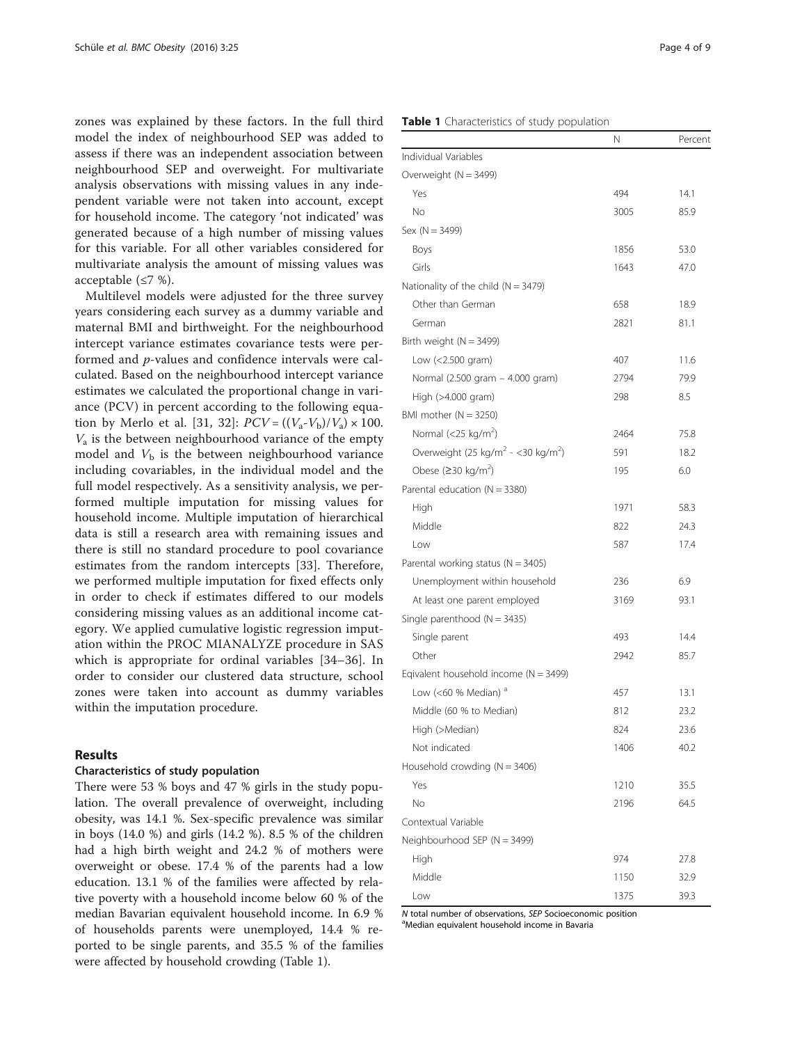zones was explained by these factors. In the full third model the index of neighbourhood SEP was added to assess if there was an independent association between neighbourhood SEP and overweight. For multivariate analysis observations with missing values in any independent variable were not taken into account, except for household income. The category 'not indicated' was generated because of a high number of missing values for this variable. For all other variables considered for multivariate analysis the amount of missing values was acceptable (≤7 %).

Multilevel models were adjusted for the three survey years considering each survey as a dummy variable and maternal BMI and birthweight. For the neighbourhood intercept variance estimates covariance tests were performed and $p$-values and confidence intervals were calculated. Based on the neighbourhood intercept variance estimates we calculated the proportional change in variance (PCV) in percent according to the following equation by Merlo et al. [31, 32]: $PCV = ((V_a - V_b)/V_a) \times 100$. $V_a$ is the between neighbourhood variance of the empty model and $V_b$ is the between neighbourhood variance including covariables, in the individual model and the full model respectively. As a sensitivity analysis, we performed multiple imputation for missing values for household income. Multiple imputation of hierarchical data is still a research area with remaining issues and there is still no standard procedure to pool covariance estimates from the random intercepts [33]. Therefore, we performed multiple imputation for fixed effects only in order to check if estimates differed to our models considering missing values as an additional income category. We applied cumulative logistic regression imputation within the PROC MIANALYZE procedure in SAS which is appropriate for ordinal variables [34–36]. In order to consider our clustered data structure, school zones were taken into account as dummy variables within the imputation procedure.

## Results

### Characteristics of study population

There were 53 % boys and 47 % girls in the study population. The overall prevalence of overweight, including obesity, was 14.1 %. Sex-specific prevalence was similar in boys (14.0 %) and girls (14.2 %). 8.5 % of the children had a high birth weight and 24.2 % of mothers were overweight or obese. 17.4 % of the parents had a low education. 13.1 % of the families were affected by relative poverty with a household income below 60 % of the median Bavarian equivalent household income. In 6.9 % of households parents were unemployed, 14.4 % reported to be single parents, and 35.5 % of the families were affected by household crowding (Table 1).

**Table 1** Characteristics of study population

| | N | Percent |
|---|---|---|
| Individual Variables | | |
| Overweight (N = 3499) | | |
| Yes | 494 | 14.1 |
| No | 3005 | 85.9 |
| Sex (N = 3499) | | |
| Boys | 1856 | 53.0 |
| Girls | 1643 | 47.0 |
| Nationality of the child (N = 3479) | | |
| Other than German | 658 | 18.9 |
| German | 2821 | 81.1 |
| Birth weight (N = 3499) | | |
| Low (<2.500 gram) | 407 | 11.6 |
| Normal (2.500 gram – 4.000 gram) | 2794 | 79.9 |
| High (>4.000 gram) | 298 | 8.5 |
| BMI mother (N = 3250) | | |
| Normal (<25 kg/m$^2$) | 2464 | 75.8 |
| Overweight (25 kg/m$^2$ - <30 kg/m$^2$) | 591 | 18.2 |
| Obese (≥30 kg/m$^2$) | 195 | 6.0 |
| Parental education (N = 3380) | | |
| High | 1971 | 58.3 |
| Middle | 822 | 24.3 |
| Low | 587 | 17.4 |
| Parental working status (N = 3405) | | |
| Unemployment within household | 236 | 6.9 |
| At least one parent employed | 3169 | 93.1 |
| Single parenthood (N = 3435) | | |
| Single parent | 493 | 14.4 |
| Other | 2942 | 85.7 |
| Eqivalent household income (N = 3499) | | |
| Low (<60 % Median) [a] | 457 | 13.1 |
| Middle (60 % to Median) | 812 | 23.2 |
| High (>Median) | 824 | 23.6 |
| Not indicated | 1406 | 40.2 |
| Household crowding (N = 3406) | | |
| Yes | 1210 | 35.5 |
| No | 2196 | 64.5 |
| Contextual Variable | | |
| Neighbourhood SEP (N = 3499) | | |
| High | 974 | 27.8 |
| Middle | 1150 | 32.9 |
| Low | 1375 | 39.3 |

*N* total number of observations, *SEP* Socioeconomic position
[a] Median equivalent household income in Bavaria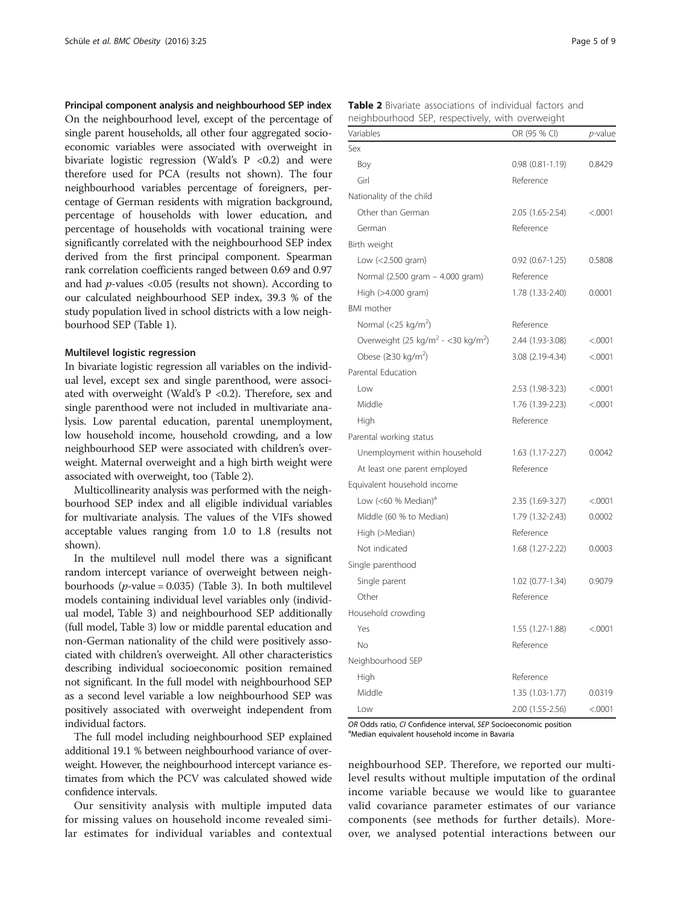### Principal component analysis and neighbourhood SEP index

On the neighbourhood level, except of the percentage of single parent households, all other four aggregated socioeconomic variables were associated with overweight in bivariate logistic regression (Wald's P <0.2) and were therefore used for PCA (results not shown). The four neighbourhood variables percentage of foreigners, percentage of German residents with migration background, percentage of households with lower education, and percentage of households with vocational training were significantly correlated with the neighbourhood SEP index derived from the first principal component. Spearman rank correlation coefficients ranged between 0.69 and 0.97 and had *p*-values <0.05 (results not shown). According to our calculated neighbourhood SEP index, 39.3 % of the study population lived in school districts with a low neighbourhood SEP (Table 1).

### Multilevel logistic regression

In bivariate logistic regression all variables on the individual level, except sex and single parenthood, were associated with overweight (Wald's P <0.2). Therefore, sex and single parenthood were not included in multivariate analysis. Low parental education, parental unemployment, low household income, household crowding, and a low neighbourhood SEP were associated with children's overweight. Maternal overweight and a high birth weight were associated with overweight, too (Table 2).

Multicollinearity analysis was performed with the neighbourhood SEP index and all eligible individual variables for multivariate analysis. The values of the VIFs showed acceptable values ranging from 1.0 to 1.8 (results not shown).

In the multilevel null model there was a significant random intercept variance of overweight between neighbourhoods (*p*-value = 0.035) (Table 3). In both multilevel models containing individual level variables only (individual model, Table 3) and neighbourhood SEP additionally (full model, Table 3) low or middle parental education and non-German nationality of the child were positively associated with children's overweight. All other characteristics describing individual socioeconomic position remained not significant. In the full model with neighbourhood SEP as a second level variable a low neighbourhood SEP was positively associated with overweight independent from individual factors.

The full model including neighbourhood SEP explained additional 19.1 % between neighbourhood variance of overweight. However, the neighbourhood intercept variance estimates from which the PCV was calculated showed wide confidence intervals.

Our sensitivity analysis with multiple imputed data for missing values on household income revealed similar estimates for individual variables and contextual neighbourhood SEP. Therefore, we reported our multilevel results without multiple imputation of the ordinal income variable because we would like to guarantee valid covariance parameter estimates of our variance components (see methods for further details). Moreover, we analysed potential interactions between our

**Table 2** Bivariate associations of individual factors and neighbourhood SEP, respectively, with overweight

| Variables | OR (95 % CI) | *p*-value |
|---|---|---|
| Sex | | |
| Boy | 0.98 (0.81-1.19) | 0.8429 |
| Girl | Reference | |
| Nationality of the child | | |
| Other than German | 2.05 (1.65-2.54) | <.0001 |
| German | Reference | |
| Birth weight | | |
| Low (<2.500 gram) | 0.92 (0.67-1.25) | 0.5808 |
| Normal (2.500 gram – 4.000 gram) | Reference | |
| High (>4.000 gram) | 1.78 (1.33-2.40) | 0.0001 |
| BMI mother | | |
| Normal (<25 kg/m$^2$) | Reference | |
| Overweight (25 kg/m$^2$ - <30 kg/m$^2$) | 2.44 (1.93-3.08) | <.0001 |
| Obese (≥30 kg/m$^2$) | 3.08 (2.19-4.34) | <.0001 |
| Parental Education | | |
| Low | 2.53 (1.98-3.23) | <.0001 |
| Middle | 1.76 (1.39-2.23) | <.0001 |
| High | Reference | |
| Parental working status | | |
| Unemployment within household | 1.63 (1.17-2.27) | 0.0042 |
| At least one parent employed | Reference | |
| Equivalent household income | | |
| Low (<60 % Median)[a] | 2.35 (1.69-3.27) | <.0001 |
| Middle (60 % to Median) | 1.79 (1.32-2.43) | 0.0002 |
| High (>Median) | Reference | |
| Not indicated | 1.68 (1.27-2.22) | 0.0003 |
| Single parenthood | | |
| Single parent | 1.02 (0.77-1.34) | 0.9079 |
| Other | Reference | |
| Household crowding | | |
| Yes | 1.55 (1.27-1.88) | <.0001 |
| No | Reference | |
| Neighbourhood SEP | | |
| High | Reference | |
| Middle | 1.35 (1.03-1.77) | 0.0319 |
| Low | 2.00 (1.55-2.56) | <.0001 |

*OR* Odds ratio, *CI* Confidence interval, *SEP* Socioeconomic position
[a]Median equivalent household income in Bavaria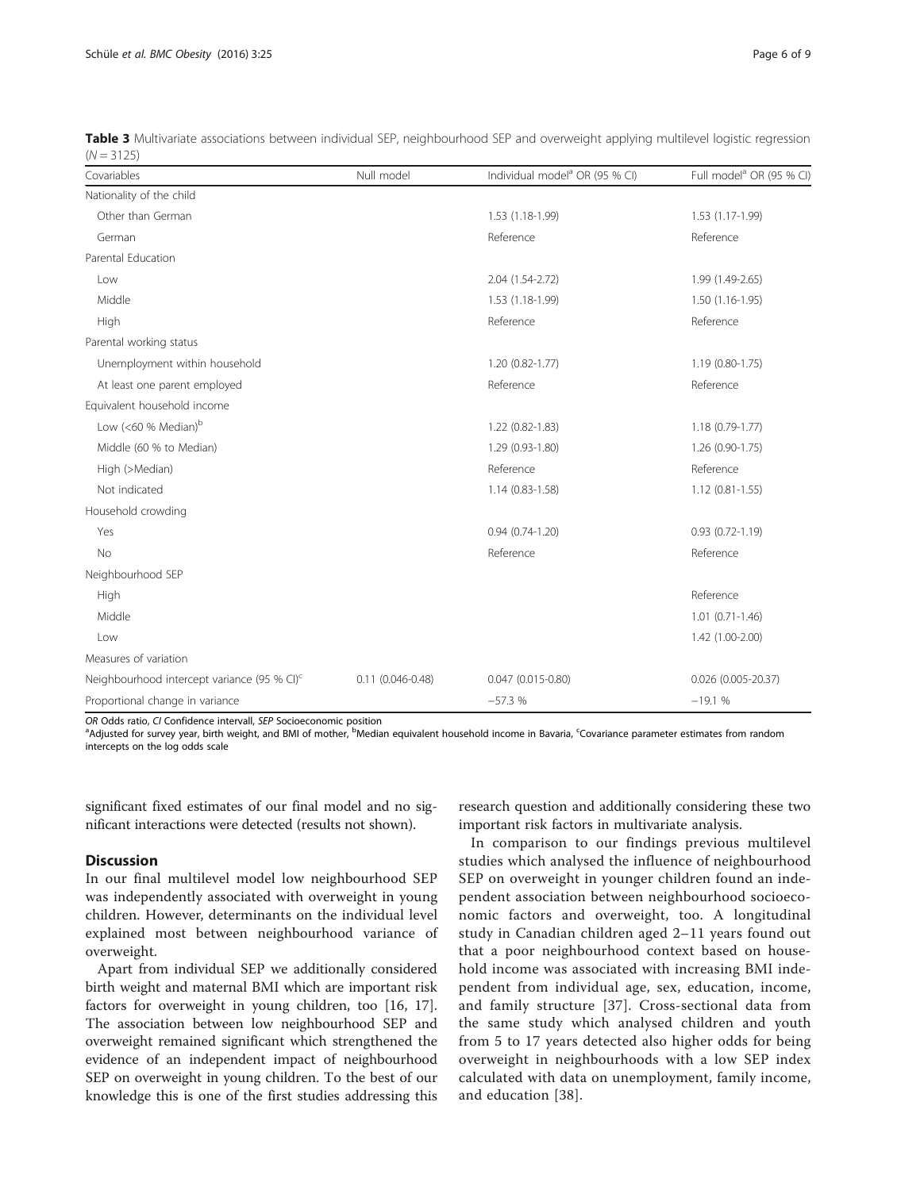**Table 3** Multivariate associations between individual SEP, neighbourhood SEP and overweight applying multilevel logistic regression ($N = 3125$)

| Covariables | Null model | Individual model[a] OR (95 % CI) | Full model[a] OR (95 % CI) |
|---|---|---|---|
| Nationality of the child | | | |
| Other than German | | 1.53 (1.18-1.99) | 1.53 (1.17-1.99) |
| German | | Reference | Reference |
| Parental Education | | | |
| Low | | 2.04 (1.54-2.72) | 1.99 (1.49-2.65) |
| Middle | | 1.53 (1.18-1.99) | 1.50 (1.16-1.95) |
| High | | Reference | Reference |
| Parental working status | | | |
| Unemployment within household | | 1.20 (0.82-1.77) | 1.19 (0.80-1.75) |
| At least one parent employed | | Reference | Reference |
| Equivalent household income | | | |
| Low (<60 % Median)[b] | | 1.22 (0.82-1.83) | 1.18 (0.79-1.77) |
| Middle (60 % to Median) | | 1.29 (0.93-1.80) | 1.26 (0.90-1.75) |
| High (>Median) | | Reference | Reference |
| Not indicated | | 1.14 (0.83-1.58) | 1.12 (0.81-1.55) |
| Household crowding | | | |
| Yes | | 0.94 (0.74-1.20) | 0.93 (0.72-1.19) |
| No | | Reference | Reference |
| Neighbourhood SEP | | | |
| High | | | Reference |
| Middle | | | 1.01 (0.71-1.46) |
| Low | | | 1.42 (1.00-2.00) |
| Measures of variation | | | |
| Neighbourhood intercept variance (95 % CI)[c] | 0.11 (0.046-0.48) | 0.047 (0.015-0.80) | 0.026 (0.005-20.37) |
| Proportional change in variance | | −57.3 % | −19.1 % |

*OR* Odds ratio, *CI* Confidence intervall, *SEP* Socioeconomic position
[a]Adjusted for survey year, birth weight, and BMI of mother, [b]Median equivalent household income in Bavaria, [c]Covariance parameter estimates from random intercepts on the log odds scale

significant fixed estimates of our final model and no significant interactions were detected (results not shown).

## Discussion

In our final multilevel model low neighbourhood SEP was independently associated with overweight in young children. However, determinants on the individual level explained most between neighbourhood variance of overweight.

Apart from individual SEP we additionally considered birth weight and maternal BMI which are important risk factors for overweight in young children, too [16, 17]. The association between low neighbourhood SEP and overweight remained significant which strengthened the evidence of an independent impact of neighbourhood SEP on overweight in young children. To the best of our knowledge this is one of the first studies addressing this research question and additionally considering these two important risk factors in multivariate analysis.

In comparison to our findings previous multilevel studies which analysed the influence of neighbourhood SEP on overweight in younger children found an independent association between neighbourhood socioeconomic factors and overweight, too. A longitudinal study in Canadian children aged 2–11 years found out that a poor neighbourhood context based on household income was associated with increasing BMI independent from individual age, sex, education, income, and family structure [37]. Cross-sectional data from the same study which analysed children and youth from 5 to 17 years detected also higher odds for being overweight in neighbourhoods with a low SEP index calculated with data on unemployment, family income, and education [38].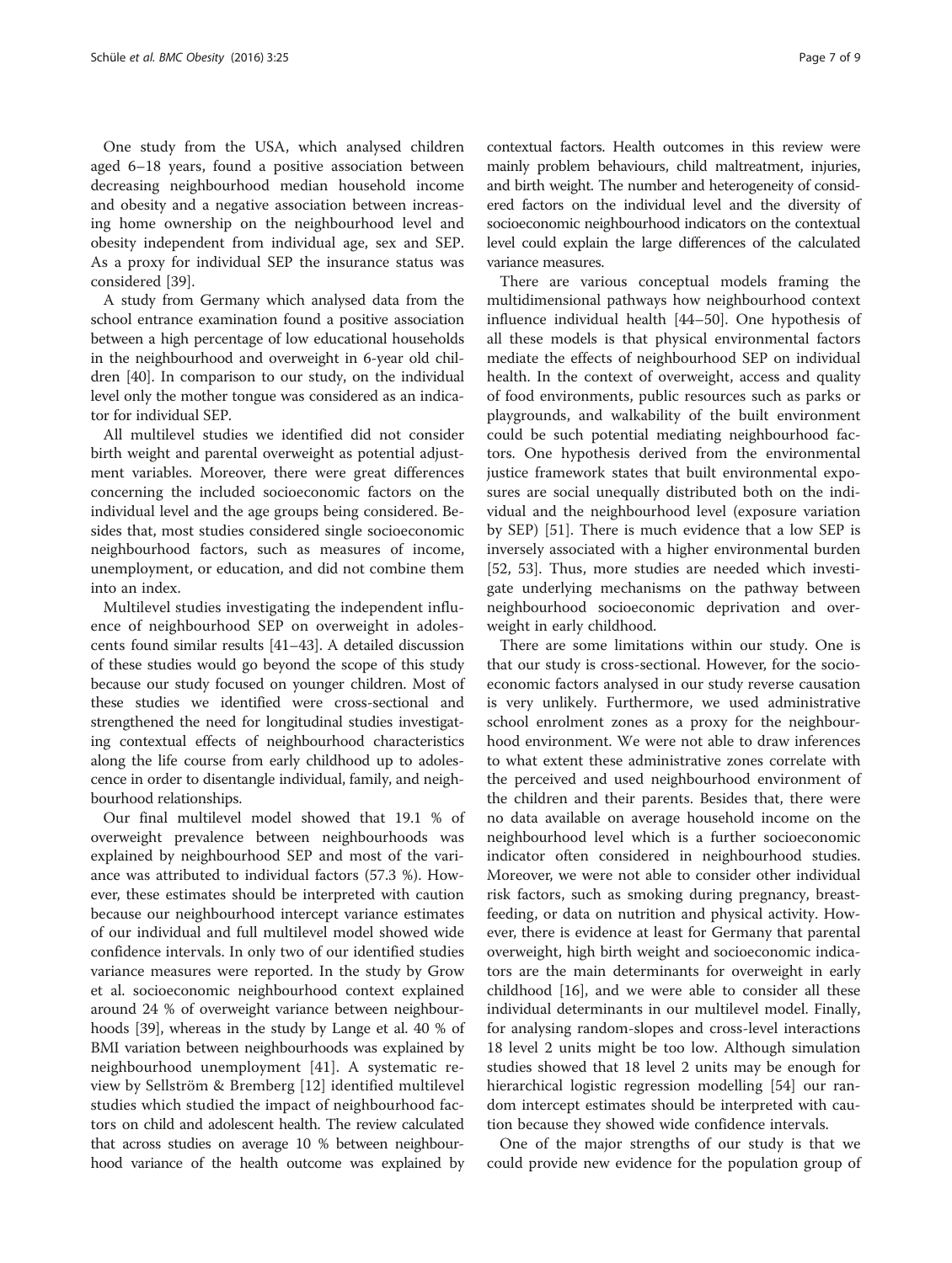One study from the USA, which analysed children aged 6–18 years, found a positive association between decreasing neighbourhood median household income and obesity and a negative association between increasing home ownership on the neighbourhood level and obesity independent from individual age, sex and SEP. As a proxy for individual SEP the insurance status was considered [39].

A study from Germany which analysed data from the school entrance examination found a positive association between a high percentage of low educational households in the neighbourhood and overweight in 6-year old children [40]. In comparison to our study, on the individual level only the mother tongue was considered as an indicator for individual SEP.

All multilevel studies we identified did not consider birth weight and parental overweight as potential adjustment variables. Moreover, there were great differences concerning the included socioeconomic factors on the individual level and the age groups being considered. Besides that, most studies considered single socioeconomic neighbourhood factors, such as measures of income, unemployment, or education, and did not combine them into an index.

Multilevel studies investigating the independent influence of neighbourhood SEP on overweight in adolescents found similar results [41–43]. A detailed discussion of these studies would go beyond the scope of this study because our study focused on younger children. Most of these studies we identified were cross-sectional and strengthened the need for longitudinal studies investigating contextual effects of neighbourhood characteristics along the life course from early childhood up to adolescence in order to disentangle individual, family, and neighbourhood relationships.

Our final multilevel model showed that 19.1 % of overweight prevalence between neighbourhoods was explained by neighbourhood SEP and most of the variance was attributed to individual factors (57.3 %). However, these estimates should be interpreted with caution because our neighbourhood intercept variance estimates of our individual and full multilevel model showed wide confidence intervals. In only two of our identified studies variance measures were reported. In the study by Grow et al. socioeconomic neighbourhood context explained around 24 % of overweight variance between neighbourhoods [39], whereas in the study by Lange et al. 40 % of BMI variation between neighbourhoods was explained by neighbourhood unemployment [41]. A systematic review by Sellström & Bremberg [12] identified multilevel studies which studied the impact of neighbourhood factors on child and adolescent health. The review calculated that across studies on average 10 % between neighbourhood variance of the health outcome was explained by contextual factors. Health outcomes in this review were mainly problem behaviours, child maltreatment, injuries, and birth weight. The number and heterogeneity of considered factors on the individual level and the diversity of socioeconomic neighbourhood indicators on the contextual level could explain the large differences of the calculated variance measures.

There are various conceptual models framing the multidimensional pathways how neighbourhood context influence individual health [44–50]. One hypothesis of all these models is that physical environmental factors mediate the effects of neighbourhood SEP on individual health. In the context of overweight, access and quality of food environments, public resources such as parks or playgrounds, and walkability of the built environment could be such potential mediating neighbourhood factors. One hypothesis derived from the environmental justice framework states that built environmental exposures are social unequally distributed both on the individual and the neighbourhood level (exposure variation by SEP) [51]. There is much evidence that a low SEP is inversely associated with a higher environmental burden [52, 53]. Thus, more studies are needed which investigate underlying mechanisms on the pathway between neighbourhood socioeconomic deprivation and overweight in early childhood.

There are some limitations within our study. One is that our study is cross-sectional. However, for the socioeconomic factors analysed in our study reverse causation is very unlikely. Furthermore, we used administrative school enrolment zones as a proxy for the neighbourhood environment. We were not able to draw inferences to what extent these administrative zones correlate with the perceived and used neighbourhood environment of the children and their parents. Besides that, there were no data available on average household income on the neighbourhood level which is a further socioeconomic indicator often considered in neighbourhood studies. Moreover, we were not able to consider other individual risk factors, such as smoking during pregnancy, breastfeeding, or data on nutrition and physical activity. However, there is evidence at least for Germany that parental overweight, high birth weight and socioeconomic indicators are the main determinants for overweight in early childhood [16], and we were able to consider all these individual determinants in our multilevel model. Finally, for analysing random-slopes and cross-level interactions 18 level 2 units might be too low. Although simulation studies showed that 18 level 2 units may be enough for hierarchical logistic regression modelling [54] our random intercept estimates should be interpreted with caution because they showed wide confidence intervals.

One of the major strengths of our study is that we could provide new evidence for the population group of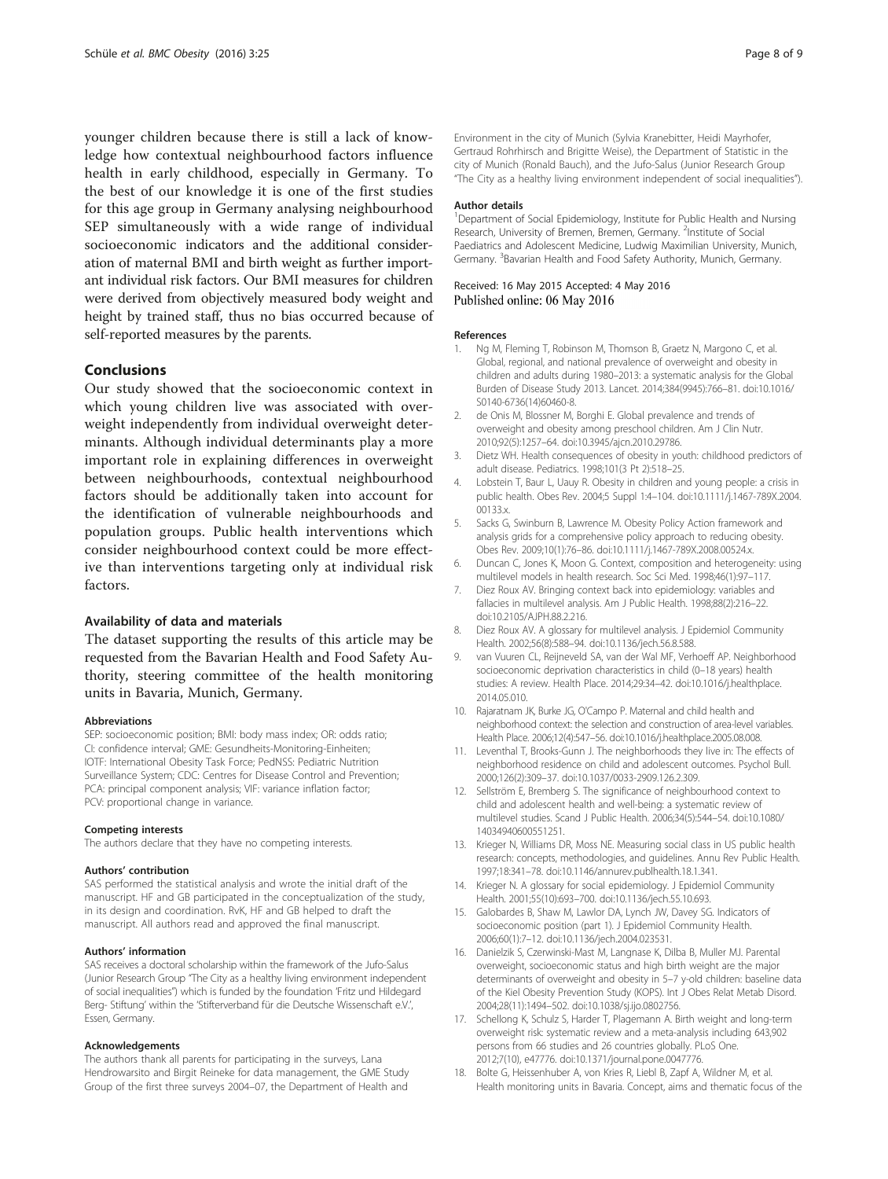younger children because there is still a lack of knowledge how contextual neighbourhood factors influence health in early childhood, especially in Germany. To the best of our knowledge it is one of the first studies for this age group in Germany analysing neighbourhood SEP simultaneously with a wide range of individual socioeconomic indicators and the additional consideration of maternal BMI and birth weight as further important individual risk factors. Our BMI measures for children were derived from objectively measured body weight and height by trained staff, thus no bias occurred because of self-reported measures by the parents.

## Conclusions

Our study showed that the socioeconomic context in which young children live was associated with overweight independently from individual overweight determinants. Although individual determinants play a more important role in explaining differences in overweight between neighbourhoods, contextual neighbourhood factors should be additionally taken into account for the identification of vulnerable neighbourhoods and population groups. Public health interventions which consider neighbourhood context could be more effective than interventions targeting only at individual risk factors.

### Availability of data and materials

The dataset supporting the results of this article may be requested from the Bavarian Health and Food Safety Authority, steering committee of the health monitoring units in Bavaria, Munich, Germany.

#### Abbreviations

SEP: socioeconomic position; BMI: body mass index; OR: odds ratio; CI: confidence interval; GME: Gesundheits-Monitoring-Einheiten; IOTF: International Obesity Task Force; PedNSS: Pediatric Nutrition Surveillance System; CDC: Centres for Disease Control and Prevention; PCA: principal component analysis; VIF: variance inflation factor; PCV: proportional change in variance.

#### Competing interests

The authors declare that they have no competing interests.

#### Authors' contribution

SAS performed the statistical analysis and wrote the initial draft of the manuscript. HF and GB participated in the conceptualization of the study, in its design and coordination. RvK, HF and GB helped to draft the manuscript. All authors read and approved the final manuscript.

#### Authors' information

SAS receives a doctoral scholarship within the framework of the Jufo-Salus (Junior Research Group "The City as a healthy living environment independent of social inequalities") which is funded by the foundation 'Fritz und Hildegard Berg- Stiftung' within the 'Stifterverband für die Deutsche Wissenschaft e.V.', Essen, Germany.

#### Acknowledgements

The authors thank all parents for participating in the surveys, Lana Hendrowarsito and Birgit Reineke for data management, the GME Study Group of the first three surveys 2004–07, the Department of Health and Environment in the city of Munich (Sylvia Kranebitter, Heidi Mayrhofer, Gertraud Rohrhirsch and Brigitte Weise), the Department of Statistic in the city of Munich (Ronald Bauch), and the Jufo-Salus (Junior Research Group "The City as a healthy living environment independent of social inequalities").

#### Author details

[1]Department of Social Epidemiology, Institute for Public Health and Nursing Research, University of Bremen, Bremen, Germany. [2]Institute of Social Paediatrics and Adolescent Medicine, Ludwig Maximilian University, Munich, Germany. [3]Bavarian Health and Food Safety Authority, Munich, Germany.

Received: 16 May 2015 Accepted: 4 May 2016
Published online: 06 May 2016

#### References

1. Ng M, Fleming T, Robinson M, Thomson B, Graetz N, Margono C, et al. Global, regional, and national prevalence of overweight and obesity in children and adults during 1980–2013: a systematic analysis for the Global Burden of Disease Study 2013. Lancet. 2014;384(9945):766–81. doi:10.1016/S0140-6736(14)60460-8.
2. de Onis M, Blossner M, Borghi E. Global prevalence and trends of overweight and obesity among preschool children. Am J Clin Nutr. 2010;92(5):1257–64. doi:10.3945/ajcn.2010.29786.
3. Dietz WH. Health consequences of obesity in youth: childhood predictors of adult disease. Pediatrics. 1998;101(3 Pt 2):518–25.
4. Lobstein T, Baur L, Uauy R. Obesity in children and young people: a crisis in public health. Obes Rev. 2004;5 Suppl 1:4–104. doi:10.1111/j.1467-789X.2004.00133.x.
5. Sacks G, Swinburn B, Lawrence M. Obesity Policy Action framework and analysis grids for a comprehensive policy approach to reducing obesity. Obes Rev. 2009;10(1):76–86. doi:10.1111/j.1467-789X.2008.00524.x.
6. Duncan C, Jones K, Moon G. Context, composition and heterogeneity: using multilevel models in health research. Soc Sci Med. 1998;46(1):97–117.
7. Diez Roux AV. Bringing context back into epidemiology: variables and fallacies in multilevel analysis. Am J Public Health. 1998;88(2):216–22. doi:10.2105/AJPH.88.2.216.
8. Diez Roux AV. A glossary for multilevel analysis. J Epidemiol Community Health. 2002;56(8):588–94. doi:10.1136/jech.56.8.588.
9. van Vuuren CL, Reijneveld SA, van der Wal MF, Verhoeff AP. Neighborhood socioeconomic deprivation characteristics in child (0–18 years) health studies: A review. Health Place. 2014;29:34–42. doi:10.1016/j.healthplace.2014.05.010.
10. Rajaratnam JK, Burke JG, O'Campo P. Maternal and child health and neighborhood context: the selection and construction of area-level variables. Health Place. 2006;12(4):547–56. doi:10.1016/j.healthplace.2005.08.008.
11. Leventhal T, Brooks-Gunn J. The neighborhoods they live in: The effects of neighborhood residence on child and adolescent outcomes. Psychol Bull. 2000;126(2):309–37. doi:10.1037/0033-2909.126.2.309.
12. Sellström E, Bremberg S. The significance of neighbourhood context to child and adolescent health and well-being: a systematic review of multilevel studies. Scand J Public Health. 2006;34(5):544–54. doi:10.1080/14034940600551251.
13. Krieger N, Williams DR, Moss NE. Measuring social class in US public health research: concepts, methodologies, and guidelines. Annu Rev Public Health. 1997;18:341–78. doi:10.1146/annurev.publhealth.18.1.341.
14. Krieger N. A glossary for social epidemiology. J Epidemiol Community Health. 2001;55(10):693–700. doi:10.1136/jech.55.10.693.
15. Galobardes B, Shaw M, Lawlor DA, Lynch JW, Davey SG. Indicators of socioeconomic position (part 1). J Epidemiol Community Health. 2006;60(1):7–12. doi:10.1136/jech.2004.023531.
16. Danielzik S, Czerwinski-Mast M, Langnase K, Dilba B, Muller MJ. Parental overweight, socioeconomic status and high birth weight are the major determinants of overweight and obesity in 5–7 y-old children: baseline data of the Kiel Obesity Prevention Study (KOPS). Int J Obes Relat Metab Disord. 2004;28(11):1494–502. doi:10.1038/sj.ijo.0802756.
17. Schellong K, Schulz S, Harder T, Plagemann A. Birth weight and long-term overweight risk: systematic review and a meta-analysis including 643,902 persons from 66 studies and 26 countries globally. PLoS One. 2012;7(10), e47776. doi:10.1371/journal.pone.0047776.
18. Bolte G, Heissenhuber A, von Kries R, Liebl B, Zapf A, Wildner M, et al. Health monitoring units in Bavaria. Concept, aims and thematic focus of the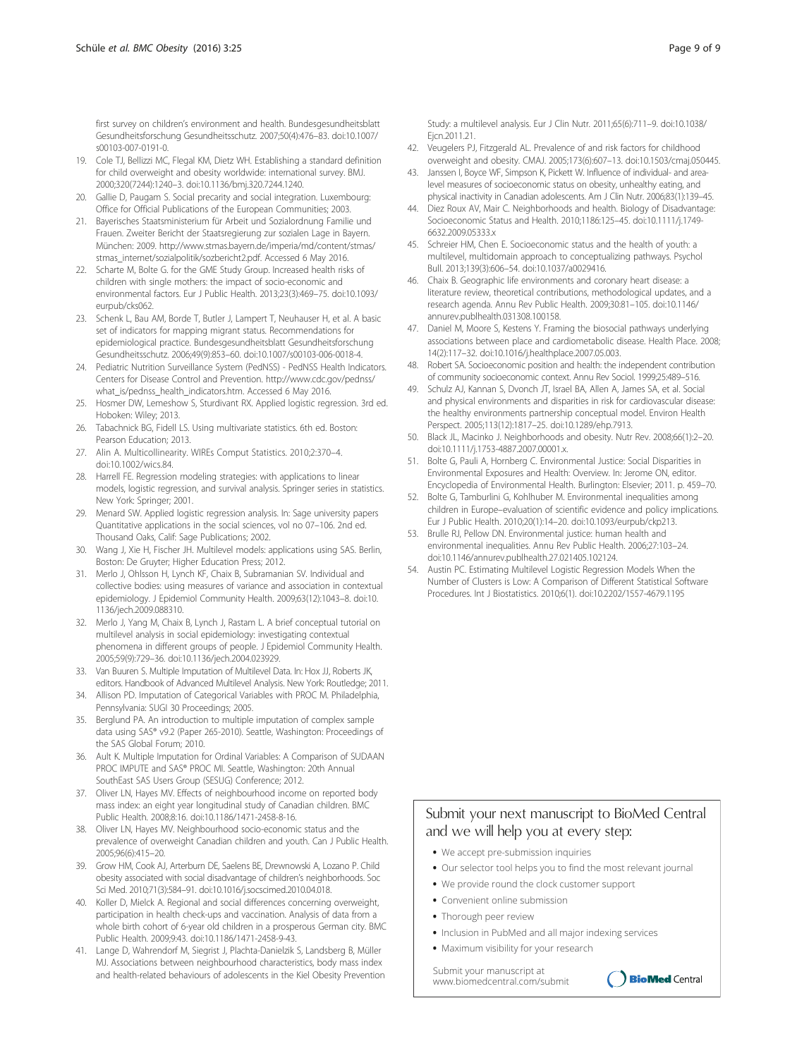first survey on children's environment and health. Bundesgesundheitsblatt Gesundheitsforschung Gesundheitsschutz. 2007;50(4):476–83. doi:10.1007/s00103-007-0191-0.

19. Cole TJ, Bellizzi MC, Flegal KM, Dietz WH. Establishing a standard definition for child overweight and obesity worldwide: international survey. BMJ. 2000;320(7244):1240–3. doi:10.1136/bmj.320.7244.1240.
20. Gallie D, Paugam S. Social precarity and social integration. Luxembourg: Office for Official Publications of the European Communities; 2003.
21. Bayerisches Staatsministerium für Arbeit und Sozialordnung Familie und Frauen. Zweiter Bericht der Staatsregierung zur sozialen Lage in Bayern. München: 2009. http://www.stmas.bayern.de/imperia/md/content/stmas/stmas_internet/sozialpolitik/sozbericht2.pdf. Accessed 6 May 2016.
22. Scharte M, Bolte G. for the GME Study Group. Increased health risks of children with single mothers: the impact of socio-economic and environmental factors. Eur J Public Health. 2013;23(3):469–75. doi:10.1093/eurpub/cks062.
23. Schenk L, Bau AM, Borde T, Butler J, Lampert T, Neuhauser H, et al. A basic set of indicators for mapping migrant status. Recommendations for epidemiological practice. Bundesgesundheitsblatt Gesundheitsforschung Gesundheitsschutz. 2006;49(9):853–60. doi:10.1007/s00103-006-0018-4.
24. Pediatric Nutrition Surveillance System (PedNSS) - PedNSS Health Indicators. Centers for Disease Control and Prevention. http://www.cdc.gov/pednss/what_is/pednss_health_indicators.htm. Accessed 6 May 2016.
25. Hosmer DW, Lemeshow S, Sturdivant RX. Applied logistic regression. 3rd ed. Hoboken: Wiley; 2013.
26. Tabachnick BG, Fidell LS. Using multivariate statistics. 6th ed. Boston: Pearson Education; 2013.
27. Alin A. Multicollinearity. WIREs Comput Statistics. 2010;2:370–4. doi:10.1002/wics.84.
28. Harrell FE. Regression modeling strategies: with applications to linear models, logistic regression, and survival analysis. Springer series in statistics. New York: Springer; 2001.
29. Menard SW. Applied logistic regression analysis. In: Sage university papers Quantitative applications in the social sciences, vol no 07–106. 2nd ed. Thousand Oaks, Calif: Sage Publications; 2002.
30. Wang J, Xie H, Fischer JH. Multilevel models: applications using SAS. Berlin, Boston: De Gruyter; Higher Education Press; 2012.
31. Merlo J, Ohlsson H, Lynch KF, Chaix B, Subramanian SV. Individual and collective bodies: using measures of variance and association in contextual epidemiology. J Epidemiol Community Health. 2009;63(12):1043–8. doi:10.1136/jech.2009.088310.
32. Merlo J, Yang M, Chaix B, Lynch J, Rastam L. A brief conceptual tutorial on multilevel analysis in social epidemiology: investigating contextual phenomena in different groups of people. J Epidemiol Community Health. 2005;59(9):729–36. doi:10.1136/jech.2004.023929.
33. Van Buuren S. Multiple Imputation of Multilevel Data. In: Hox JJ, Roberts JK, editors. Handbook of Advanced Multilevel Analysis. New York: Routledge; 2011.
34. Allison PD. Imputation of Categorical Variables with PROC M. Philadelphia, Pennsylvania: SUGI 30 Proceedings; 2005.
35. Berglund PA. An introduction to multiple imputation of complex sample data using SAS® v9.2 (Paper 265-2010). Seattle, Washington: Proceedings of the SAS Global Forum; 2010.
36. Ault K. Multiple Imputation for Ordinal Variables: A Comparison of SUDAAN PROC IMPUTE and SAS® PROC MI. Seattle, Washington: 20th Annual SouthEast SAS Users Group (SESUG) Conference; 2012.
37. Oliver LN, Hayes MV. Effects of neighbourhood income on reported body mass index: an eight year longitudinal study of Canadian children. BMC Public Health. 2008;8:16. doi:10.1186/1471-2458-8-16.
38. Oliver LN, Hayes MV. Neighbourhood socio-economic status and the prevalence of overweight Canadian children and youth. Can J Public Health. 2005;96(6):415–20.
39. Grow HM, Cook AJ, Arterburn DE, Saelens BE, Drewnowski A, Lozano P. Child obesity associated with social disadvantage of children's neighborhoods. Soc Sci Med. 2010;71(3):584–91. doi:10.1016/j.socscimed.2010.04.018.
40. Koller D, Mielck A. Regional and social differences concerning overweight, participation in health check-ups and vaccination. Analysis of data from a whole birth cohort of 6-year old children in a prosperous German city. BMC Public Health. 2009;9:43. doi:10.1186/1471-2458-9-43.
41. Lange D, Wahrendorf M, Siegrist J, Plachta-Danielzik S, Landsberg B, Müller MJ. Associations between neighbourhood characteristics, body mass index and health-related behaviours of adolescents in the Kiel Obesity Prevention Study: a multilevel analysis. Eur J Clin Nutr. 2011;65(6):711–9. doi:10.1038/Ejcn.2011.21.
42. Veugelers PJ, Fitzgerald AL. Prevalence of and risk factors for childhood overweight and obesity. CMAJ. 2005;173(6):607–13. doi:10.1503/cmaj.050445.
43. Janssen I, Boyce WF, Simpson K, Pickett W. Influence of individual- and area-level measures of socioeconomic status on obesity, unhealthy eating, and physical inactivity in Canadian adolescents. Am J Clin Nutr. 2006;83(1):139–45.
44. Diez Roux AV, Mair C. Neighborhoods and health. Biology of Disadvantage: Socioeconomic Status and Health. 2010;1186:125–45. doi:10.1111/j.1749-6632.2009.05333.x
45. Schreier HM, Chen E. Socioeconomic status and the health of youth: a multilevel, multidomain approach to conceptualizing pathways. Psychol Bull. 2013;139(3):606–54. doi:10.1037/a0029416.
46. Chaix B. Geographic life environments and coronary heart disease: a literature review, theoretical contributions, methodological updates, and a research agenda. Annu Rev Public Health. 2009;30:81–105. doi:10.1146/annurev.publhealth.031308.100158.
47. Daniel M, Moore S, Kestens Y. Framing the biosocial pathways underlying associations between place and cardiometabolic disease. Health Place. 2008;14(2):117–32. doi:10.1016/j.healthplace.2007.05.003.
48. Robert SA. Socioeconomic position and health: the independent contribution of community socioeconomic context. Annu Rev Sociol. 1999;25:489–516.
49. Schulz AJ, Kannan S, Dvonch JT, Israel BA, Allen A, James SA, et al. Social and physical environments and disparities in risk for cardiovascular disease: the healthy environments partnership conceptual model. Environ Health Perspect. 2005;113(12):1817–25. doi:10.1289/ehp.7913.
50. Black JL, Macinko J. Neighborhoods and obesity. Nutr Rev. 2008;66(1):2–20. doi:10.1111/j.1753-4887.2007.00001.x.
51. Bolte G, Pauli A, Hornberg C. Environmental Justice: Social Disparities in Environmental Exposures and Health: Overview. In: Jerome ON, editor. Encyclopedia of Environmental Health. Burlington: Elsevier; 2011. p. 459–70.
52. Bolte G, Tamburlini G, Kohlhuber M. Environmental inequalities among children in Europe–evaluation of scientific evidence and policy implications. Eur J Public Health. 2010;20(1):14–20. doi:10.1093/eurpub/ckp213.
53. Brulle RJ, Pellow DN. Environmental justice: human health and environmental inequalities. Annu Rev Public Health. 2006;27:103–24. doi:10.1146/annurev.publhealth.27.021405.102124.
54. Austin PC. Estimating Multilevel Logistic Regression Models When the Number of Clusters is Low: A Comparison of Different Statistical Software Procedures. Int J Biostatistics. 2010;6(1). doi:10.2202/1557-4679.1195

## Submit your next manuscript to BioMed Central and we will help you at every step:

- We accept pre-submission inquiries
- Our selector tool helps you to find the most relevant journal
- We provide round the clock customer support
- Convenient online submission
- Thorough peer review
- Inclusion in PubMed and all major indexing services
- Maximum visibility for your research

Submit your manuscript at www.biomedcentral.com/submit

BioMed Central